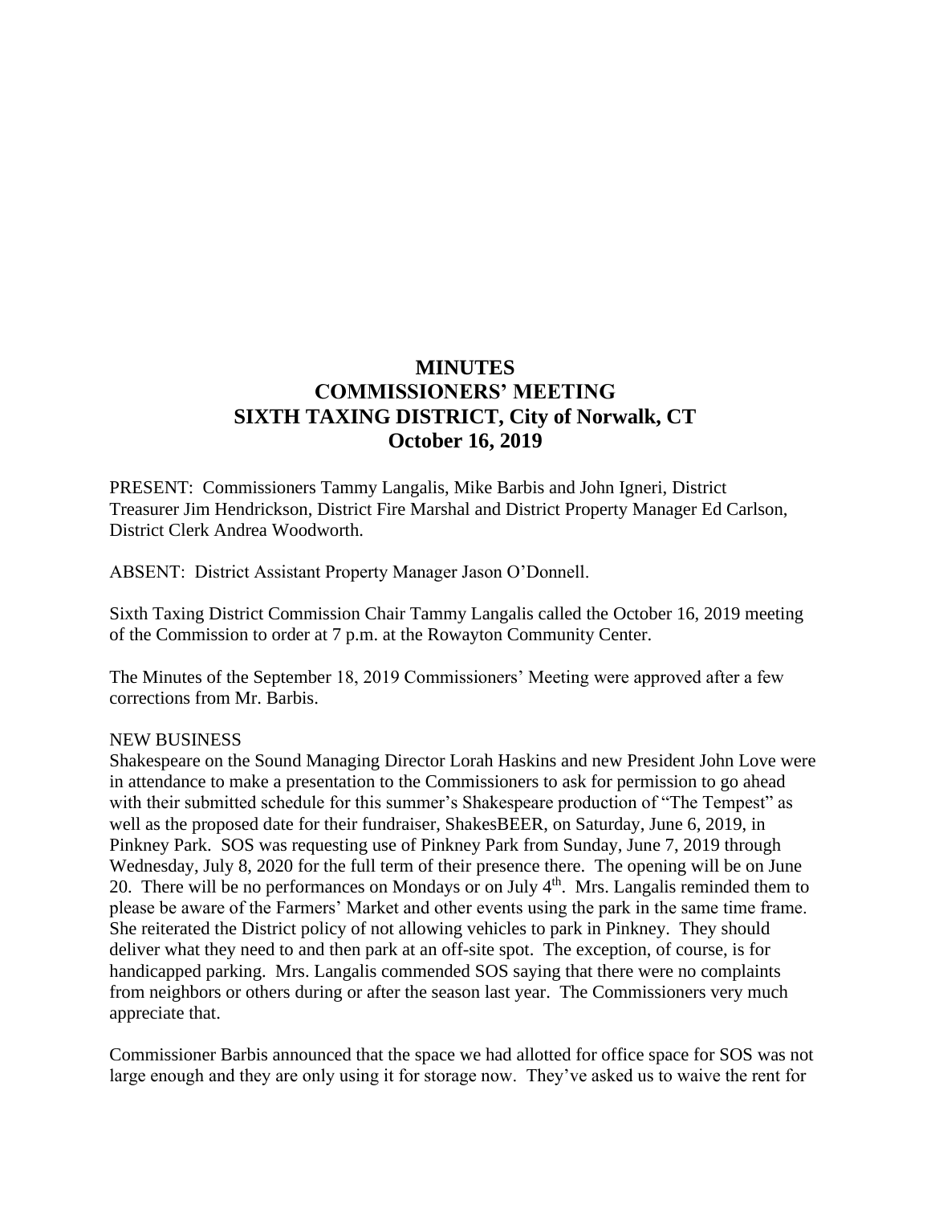# MINUTES
# COMMISSIONERS' MEETING
# SIXTH TAXING DISTRICT, City of Norwalk, CT
# October 16, 2019

PRESENT: Commissioners Tammy Langalis, Mike Barbis and John Igneri, District Treasurer Jim Hendrickson, District Fire Marshal and District Property Manager Ed Carlson, District Clerk Andrea Woodworth.

ABSENT: District Assistant Property Manager Jason O'Donnell.

Sixth Taxing District Commission Chair Tammy Langalis called the October 16, 2019 meeting of the Commission to order at 7 p.m. at the Rowayton Community Center.

The Minutes of the September 18, 2019 Commissioners' Meeting were approved after a few corrections from Mr. Barbis.

NEW BUSINESS

Shakespeare on the Sound Managing Director Lorah Haskins and new President John Love were in attendance to make a presentation to the Commissioners to ask for permission to go ahead with their submitted schedule for this summer's Shakespeare production of "The Tempest" as well as the proposed date for their fundraiser, ShakesBEER, on Saturday, June 6, 2019, in Pinkney Park. SOS was requesting use of Pinkney Park from Sunday, June 7, 2019 through Wednesday, July 8, 2020 for the full term of their presence there. The opening will be on June 20. There will be no performances on Mondays or on July 4th. Mrs. Langalis reminded them to please be aware of the Farmers' Market and other events using the park in the same time frame. She reiterated the District policy of not allowing vehicles to park in Pinkney. They should deliver what they need to and then park at an off-site spot. The exception, of course, is for handicapped parking. Mrs. Langalis commended SOS saying that there were no complaints from neighbors or others during or after the season last year. The Commissioners very much appreciate that.

Commissioner Barbis announced that the space we had allotted for office space for SOS was not large enough and they are only using it for storage now. They've asked us to waive the rent for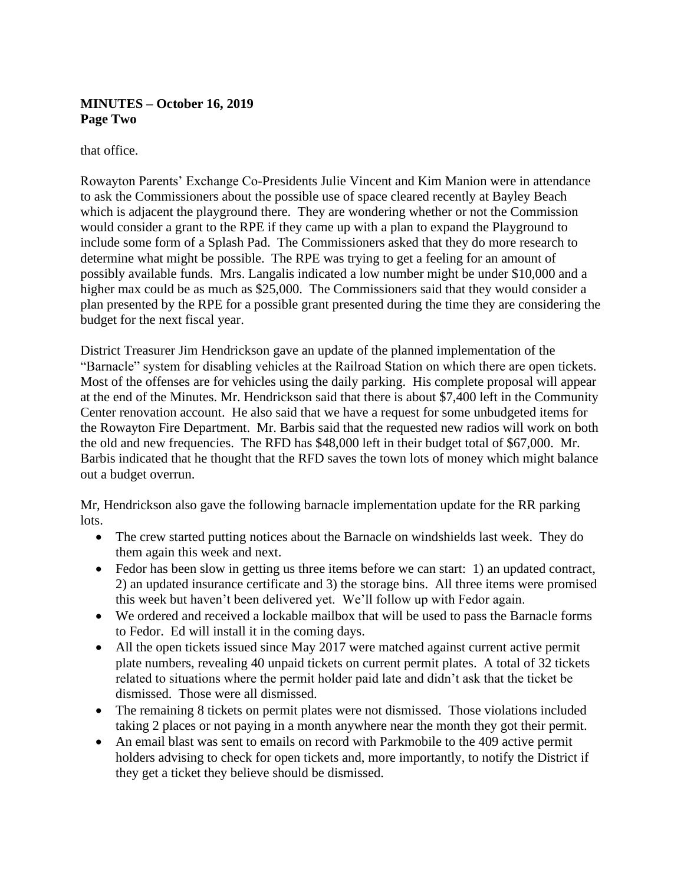**MINUTES – October 16, 2019**
**Page Two**

that office.

Rowayton Parents' Exchange Co-Presidents Julie Vincent and Kim Manion were in attendance to ask the Commissioners about the possible use of space cleared recently at Bayley Beach which is adjacent the playground there. They are wondering whether or not the Commission would consider a grant to the RPE if they came up with a plan to expand the Playground to include some form of a Splash Pad. The Commissioners asked that they do more research to determine what might be possible. The RPE was trying to get a feeling for an amount of possibly available funds. Mrs. Langalis indicated a low number might be under $10,000 and a higher max could be as much as $25,000. The Commissioners said that they would consider a plan presented by the RPE for a possible grant presented during the time they are considering the budget for the next fiscal year.

District Treasurer Jim Hendrickson gave an update of the planned implementation of the "Barnacle" system for disabling vehicles at the Railroad Station on which there are open tickets. Most of the offenses are for vehicles using the daily parking. His complete proposal will appear at the end of the Minutes. Mr. Hendrickson said that there is about $7,400 left in the Community Center renovation account. He also said that we have a request for some unbudgeted items for the Rowayton Fire Department. Mr. Barbis said that the requested new radios will work on both the old and new frequencies. The RFD has $48,000 left in their budget total of $67,000. Mr. Barbis indicated that he thought that the RFD saves the town lots of money which might balance out a budget overrun.

Mr, Hendrickson also gave the following barnacle implementation update for the RR parking lots.

- The crew started putting notices about the Barnacle on windshields last week. They do them again this week and next.
- Fedor has been slow in getting us three items before we can start: 1) an updated contract, 2) an updated insurance certificate and 3) the storage bins. All three items were promised this week but haven't been delivered yet. We'll follow up with Fedor again.
- We ordered and received a lockable mailbox that will be used to pass the Barnacle forms to Fedor. Ed will install it in the coming days.
- All the open tickets issued since May 2017 were matched against current active permit plate numbers, revealing 40 unpaid tickets on current permit plates. A total of 32 tickets related to situations where the permit holder paid late and didn't ask that the ticket be dismissed. Those were all dismissed.
- The remaining 8 tickets on permit plates were not dismissed. Those violations included taking 2 places or not paying in a month anywhere near the month they got their permit.
- An email blast was sent to emails on record with Parkmobile to the 409 active permit holders advising to check for open tickets and, more importantly, to notify the District if they get a ticket they believe should be dismissed.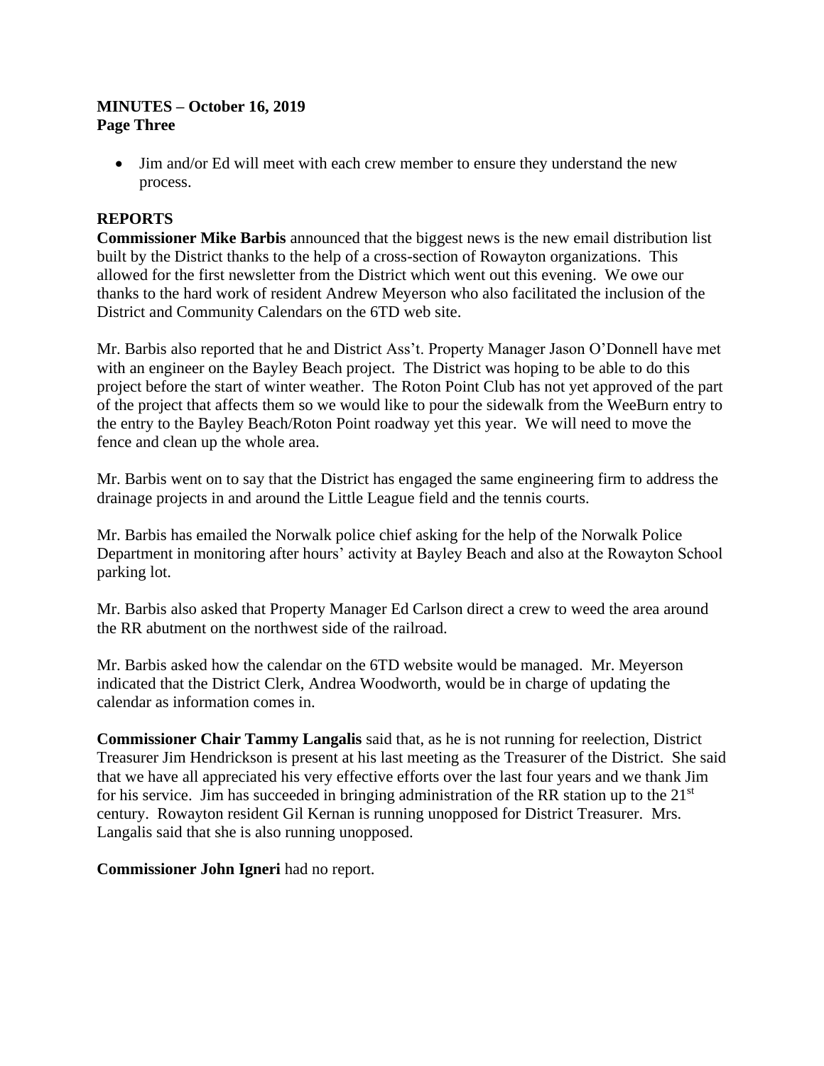**MINUTES – October 16, 2019**
**Page Three**

- Jim and/or Ed will meet with each crew member to ensure they understand the new process.

**REPORTS**

**Commissioner Mike Barbis** announced that the biggest news is the new email distribution list built by the District thanks to the help of a cross-section of Rowayton organizations. This allowed for the first newsletter from the District which went out this evening. We owe our thanks to the hard work of resident Andrew Meyerson who also facilitated the inclusion of the District and Community Calendars on the 6TD web site.

Mr. Barbis also reported that he and District Ass't. Property Manager Jason O'Donnell have met with an engineer on the Bayley Beach project. The District was hoping to be able to do this project before the start of winter weather. The Roton Point Club has not yet approved of the part of the project that affects them so we would like to pour the sidewalk from the WeeBurn entry to the entry to the Bayley Beach/Roton Point roadway yet this year. We will need to move the fence and clean up the whole area.

Mr. Barbis went on to say that the District has engaged the same engineering firm to address the drainage projects in and around the Little League field and the tennis courts.

Mr. Barbis has emailed the Norwalk police chief asking for the help of the Norwalk Police Department in monitoring after hours' activity at Bayley Beach and also at the Rowayton School parking lot.

Mr. Barbis also asked that Property Manager Ed Carlson direct a crew to weed the area around the RR abutment on the northwest side of the railroad.

Mr. Barbis asked how the calendar on the 6TD website would be managed. Mr. Meyerson indicated that the District Clerk, Andrea Woodworth, would be in charge of updating the calendar as information comes in.

**Commissioner Chair Tammy Langalis** said that, as he is not running for reelection, District Treasurer Jim Hendrickson is present at his last meeting as the Treasurer of the District. She said that we have all appreciated his very effective efforts over the last four years and we thank Jim for his service. Jim has succeeded in bringing administration of the RR station up to the 21st century. Rowayton resident Gil Kernan is running unopposed for District Treasurer. Mrs. Langalis said that she is also running unopposed.

**Commissioner John Igneri** had no report.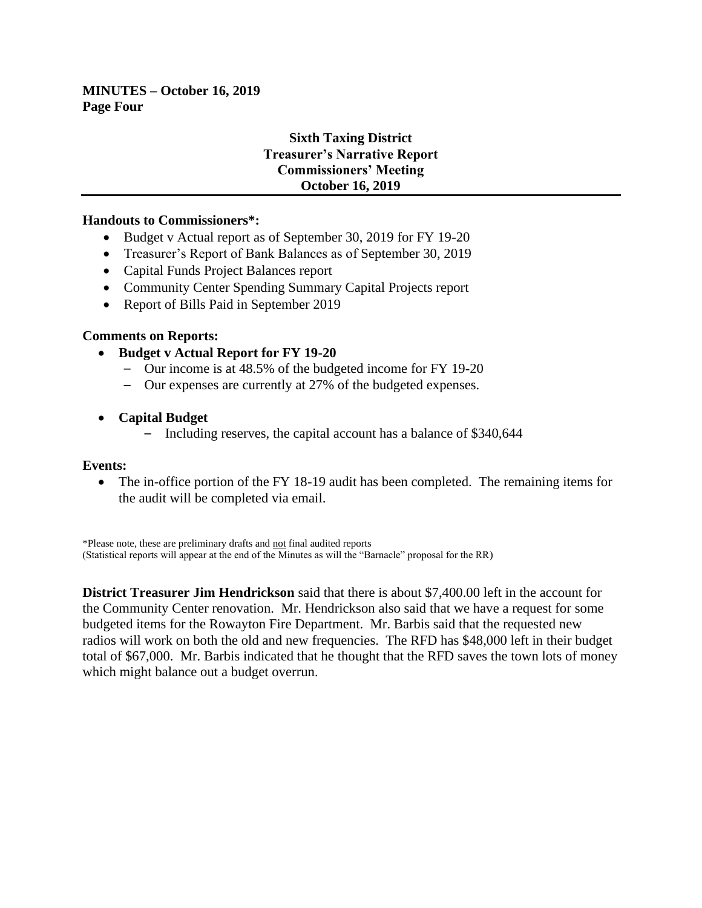**MINUTES – October 16, 2019**
**Page Four**

### Sixth Taxing District
### Treasurer's Narrative Report
### Commissioners' Meeting
### October 16, 2019

---

**Handouts to Commissioners*:**

- Budget v Actual report as of September 30, 2019 for FY 19-20
- Treasurer's Report of Bank Balances as of September 30, 2019
- Capital Funds Project Balances report
- Community Center Spending Summary Capital Projects report
- Report of Bills Paid in September 2019

**Comments on Reports:**

- **Budget v Actual Report for FY 19-20**
  - Our income is at 48.5% of the budgeted income for FY 19-20
  - Our expenses are currently at 27% of the budgeted expenses.

- **Capital Budget**
  - Including reserves, the capital account has a balance of $340,644

**Events:**

- The in-office portion of the FY 18-19 audit has been completed. The remaining items for the audit will be completed via email.

*Please note, these are preliminary drafts and <u>not</u> final audited reports
(Statistical reports will appear at the end of the Minutes as will the "Barnacle" proposal for the RR)

**District Treasurer Jim Hendrickson** said that there is about $7,400.00 left in the account for the Community Center renovation. Mr. Hendrickson also said that we have a request for some budgeted items for the Rowayton Fire Department. Mr. Barbis said that the requested new radios will work on both the old and new frequencies. The RFD has $48,000 left in their budget total of $67,000. Mr. Barbis indicated that he thought that the RFD saves the town lots of money which might balance out a budget overrun.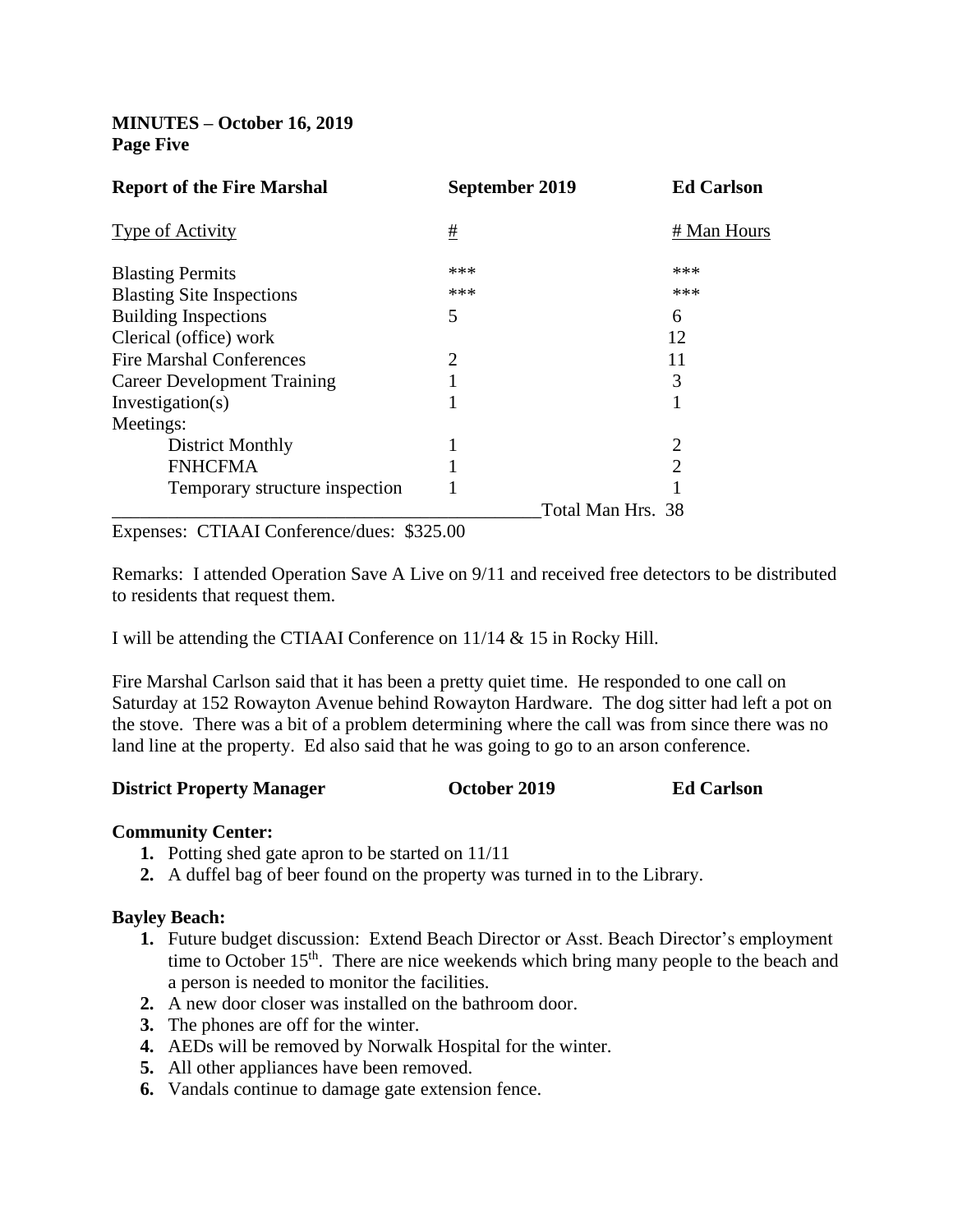**MINUTES – October 16, 2019**
**Page Five**

| **Report of the Fire Marshal** | **September 2019** | **Ed Carlson** |
|---|---|---|
| Type of Activity | # | # Man Hours |
| Blasting Permits | *** | *** |
| Blasting Site Inspections | *** | *** |
| Building Inspections | 5 | 6 |
| Clerical (office) work | | 12 |
| Fire Marshal Conferences | 2 | 11 |
| Career Development Training | 1 | 3 |
| Investigation(s) | 1 | 1 |
| Meetings: | | |
| District Monthly | 1 | 2 |
| FNHCFMA | 1 | 2 |
| Temporary structure inspection | 1 | 1 |
| | Total Man Hrs. | 38 |

Expenses: CTIAAI Conference/dues: $325.00

Remarks: I attended Operation Save A Live on 9/11 and received free detectors to be distributed to residents that request them.

I will be attending the CTIAAI Conference on 11/14 & 15 in Rocky Hill.

Fire Marshal Carlson said that it has been a pretty quiet time. He responded to one call on Saturday at 152 Rowayton Avenue behind Rowayton Hardware. The dog sitter had left a pot on the stove. There was a bit of a problem determining where the call was from since there was no land line at the property. Ed also said that he was going to go to an arson conference.

**District Property Manager** **October 2019** **Ed Carlson**

**Community Center:**

1. Potting shed gate apron to be started on 11/11
2. A duffel bag of beer found on the property was turned in to the Library.

**Bayley Beach:**

1. Future budget discussion: Extend Beach Director or Asst. Beach Director's employment time to October 15th. There are nice weekends which bring many people to the beach and a person is needed to monitor the facilities.
2. A new door closer was installed on the bathroom door.
3. The phones are off for the winter.
4. AEDs will be removed by Norwalk Hospital for the winter.
5. All other appliances have been removed.
6. Vandals continue to damage gate extension fence.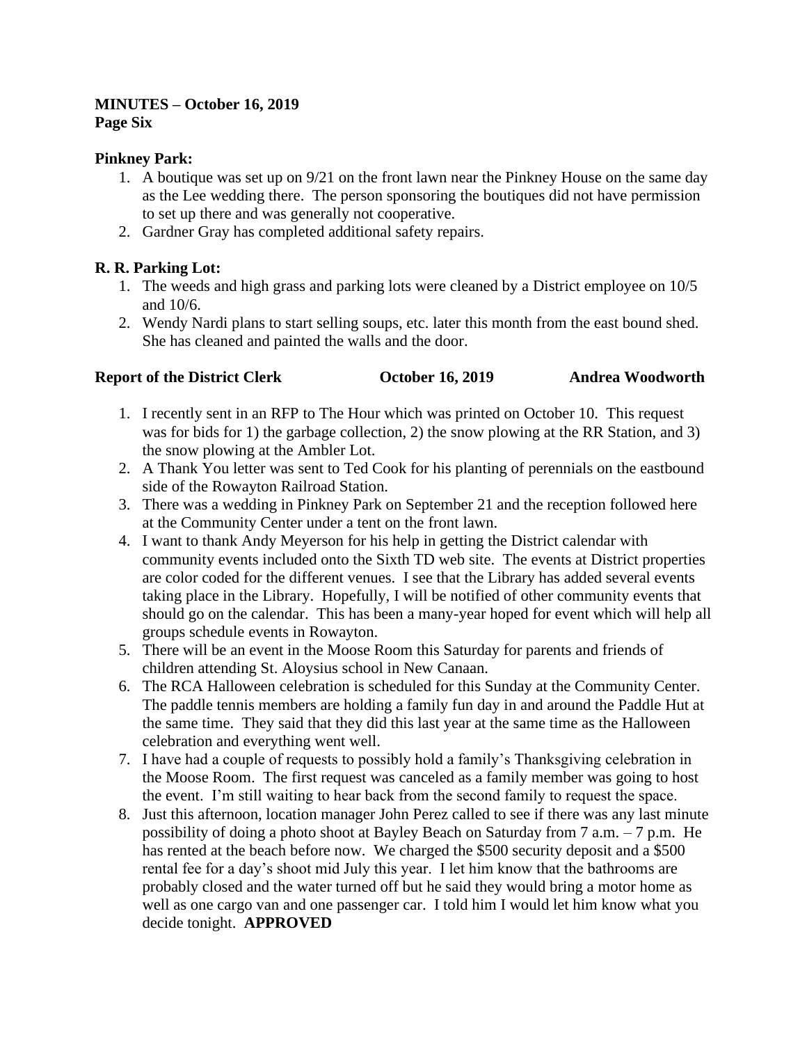**MINUTES – October 16, 2019**
**Page Six**

**Pinkney Park:**

1. A boutique was set up on 9/21 on the front lawn near the Pinkney House on the same day as the Lee wedding there. The person sponsoring the boutiques did not have permission to set up there and was generally not cooperative.
2. Gardner Gray has completed additional safety repairs.

**R. R. Parking Lot:**

1. The weeds and high grass and parking lots were cleaned by a District employee on 10/5 and 10/6.
2. Wendy Nardi plans to start selling soups, etc. later this month from the east bound shed. She has cleaned and painted the walls and the door.

**Report of the District Clerk** **October 16, 2019** **Andrea Woodworth**

1. I recently sent in an RFP to The Hour which was printed on October 10. This request was for bids for 1) the garbage collection, 2) the snow plowing at the RR Station, and 3) the snow plowing at the Ambler Lot.
2. A Thank You letter was sent to Ted Cook for his planting of perennials on the eastbound side of the Rowayton Railroad Station.
3. There was a wedding in Pinkney Park on September 21 and the reception followed here at the Community Center under a tent on the front lawn.
4. I want to thank Andy Meyerson for his help in getting the District calendar with community events included onto the Sixth TD web site. The events at District properties are color coded for the different venues. I see that the Library has added several events taking place in the Library. Hopefully, I will be notified of other community events that should go on the calendar. This has been a many-year hoped for event which will help all groups schedule events in Rowayton.
5. There will be an event in the Moose Room this Saturday for parents and friends of children attending St. Aloysius school in New Canaan.
6. The RCA Halloween celebration is scheduled for this Sunday at the Community Center. The paddle tennis members are holding a family fun day in and around the Paddle Hut at the same time. They said that they did this last year at the same time as the Halloween celebration and everything went well.
7. I have had a couple of requests to possibly hold a family's Thanksgiving celebration in the Moose Room. The first request was canceled as a family member was going to host the event. I'm still waiting to hear back from the second family to request the space.
8. Just this afternoon, location manager John Perez called to see if there was any last minute possibility of doing a photo shoot at Bayley Beach on Saturday from 7 a.m. – 7 p.m. He has rented at the beach before now. We charged the $500 security deposit and a $500 rental fee for a day's shoot mid July this year. I let him know that the bathrooms are probably closed and the water turned off but he said they would bring a motor home as well as one cargo van and one passenger car. I told him I would let him know what you decide tonight. **APPROVED**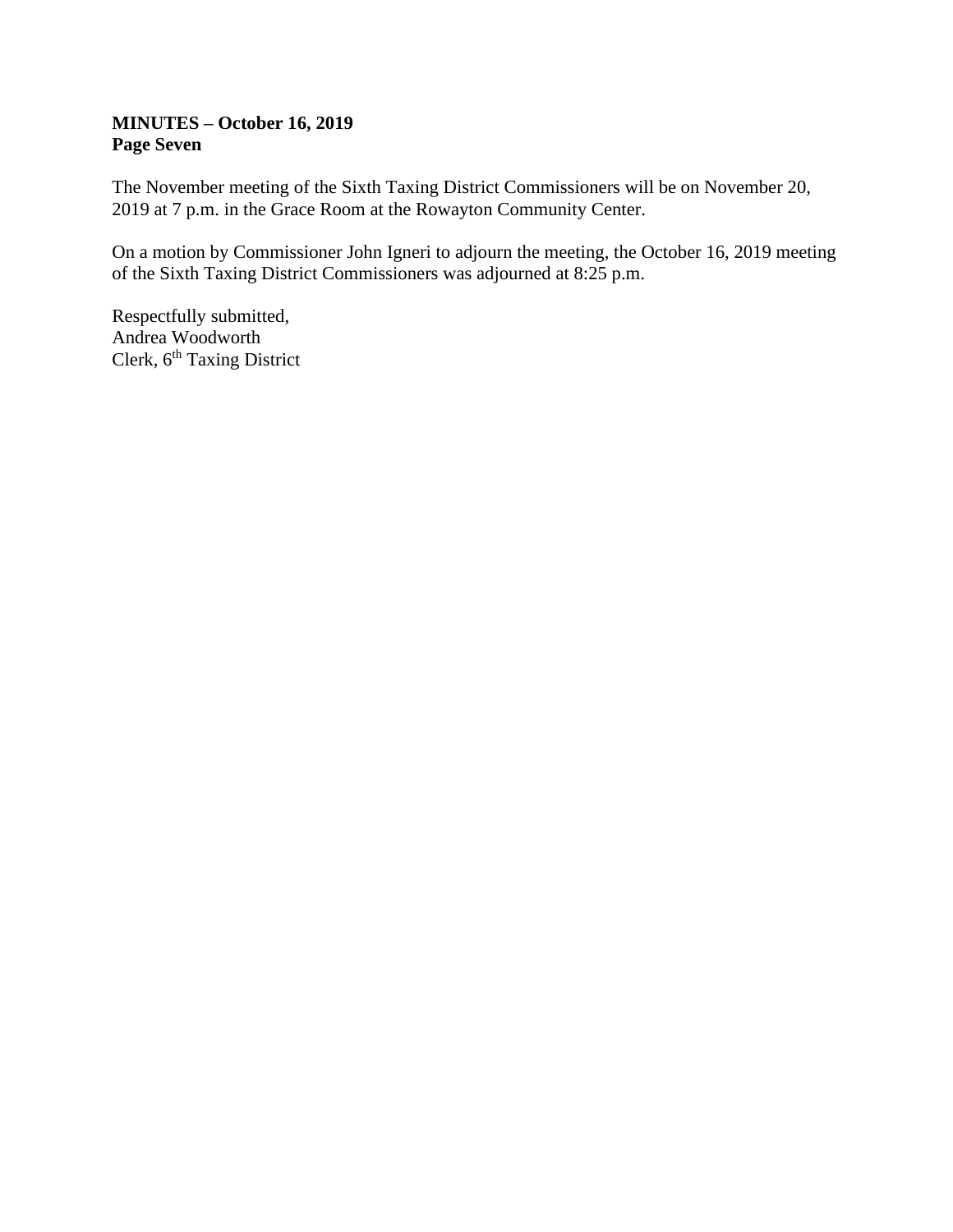**MINUTES – October 16, 2019**
**Page Seven**

The November meeting of the Sixth Taxing District Commissioners will be on November 20, 2019 at 7 p.m. in the Grace Room at the Rowayton Community Center.

On a motion by Commissioner John Igneri to adjourn the meeting, the October 16, 2019 meeting of the Sixth Taxing District Commissioners was adjourned at 8:25 p.m.

Respectfully submitted,
Andrea Woodworth
Clerk, 6th Taxing District